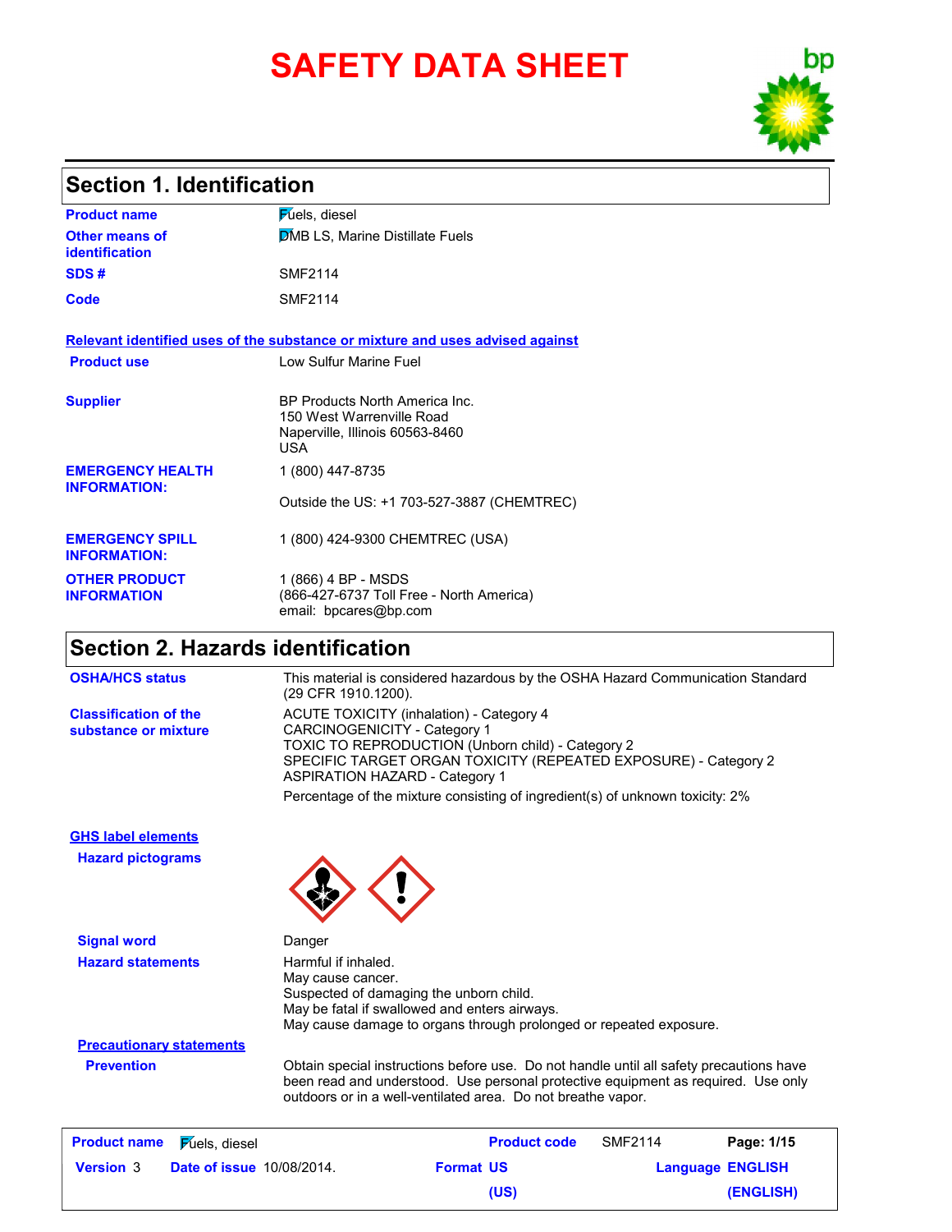# SAFETY DATA SHEET

## Section 1. Identification

**Product name** Fuels, diesel

**Other means of identification** DMB LS, Marine Distillate Fuels

**SDS #** SMF2114

**Code** SMF2114

**Relevant identified uses of the substance or mixture and uses advised against**

**Product use** Low Sulfur Marine Fuel

**Supplier** BP Products North America Inc.
150 West Warrenville Road
Naperville, Illinois 60563-8460
USA

**EMERGENCY HEALTH INFORMATION:** 1 (800) 447-8735

Outside the US: +1 703-527-3887 (CHEMTREC)

**EMERGENCY SPILL INFORMATION:** 1 (800) 424-9300 CHEMTREC (USA)

**OTHER PRODUCT INFORMATION** 1 (866) 4 BP - MSDS
(866-427-6737 Toll Free - North America)
email: bpcares@bp.com

## Section 2. Hazards identification

**OSHA/HCS status** This material is considered hazardous by the OSHA Hazard Communication Standard (29 CFR 1910.1200).

**Classification of the substance or mixture**
ACUTE TOXICITY (inhalation) - Category 4
CARCINOGENICITY - Category 1
TOXIC TO REPRODUCTION (Unborn child) - Category 2
SPECIFIC TARGET ORGAN TOXICITY (REPEATED EXPOSURE) - Category 2
ASPIRATION HAZARD - Category 1

Percentage of the mixture consisting of ingredient(s) of unknown toxicity: 2%

**GHS label elements**

**Hazard pictograms**

**Signal word** Danger

**Hazard statements**
Harmful if inhaled.
May cause cancer.
Suspected of damaging the unborn child.
May be fatal if swallowed and enters airways.
May cause damage to organs through prolonged or repeated exposure.

**Precautionary statements**

**Prevention** Obtain special instructions before use. Do not handle until all safety precautions have been read and understood. Use personal protective equipment as required. Use only outdoors or in a well-ventilated area. Do not breathe vapor.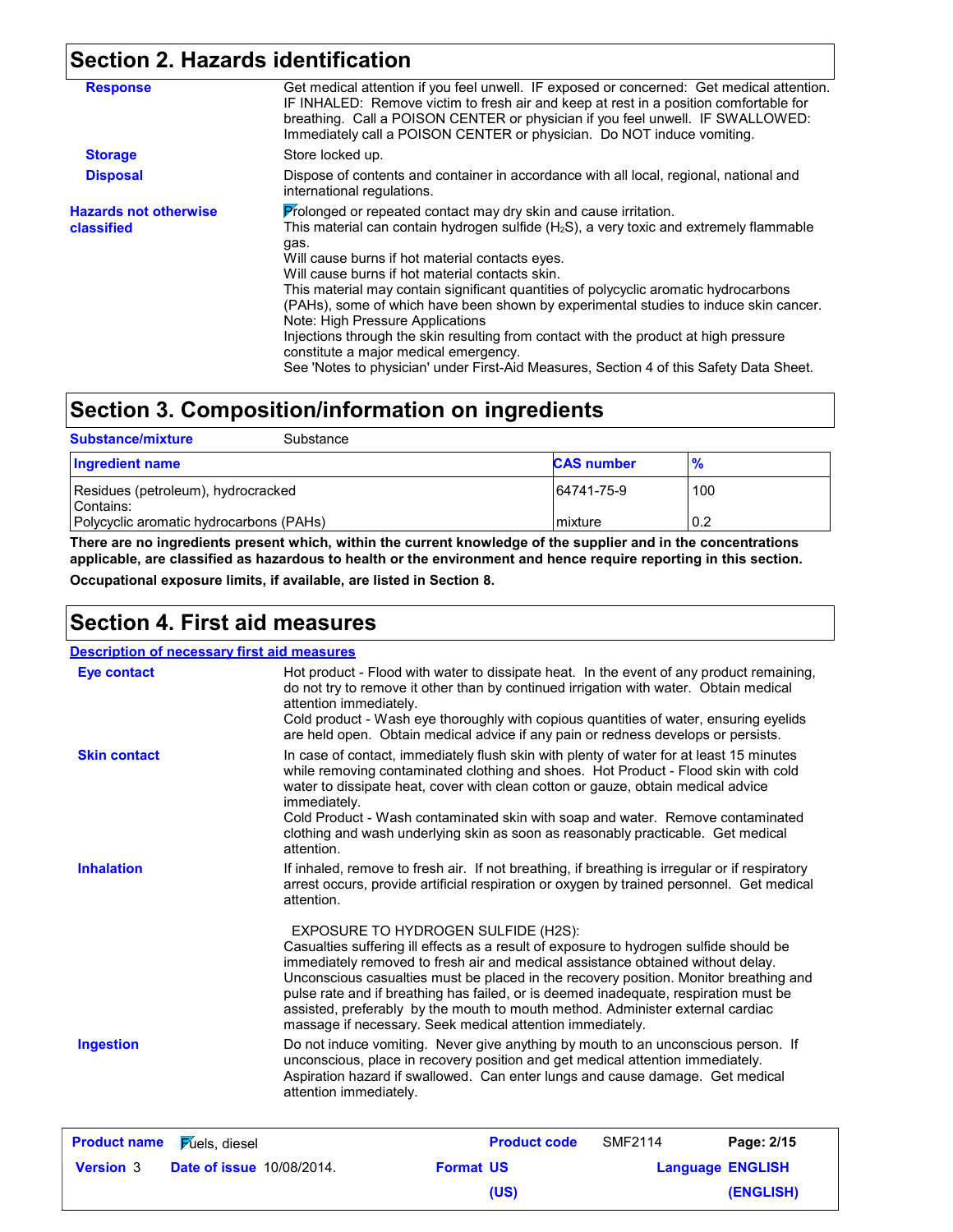## Section 2. Hazards identification

**Response**

Get medical attention if you feel unwell. IF exposed or concerned: Get medical attention. IF INHALED: Remove victim to fresh air and keep at rest in a position comfortable for breathing. Call a POISON CENTER or physician if you feel unwell. IF SWALLOWED: Immediately call a POISON CENTER or physician. Do NOT induce vomiting.

**Storage**

Store locked up.

**Disposal**

Dispose of contents and container in accordance with all local, regional, national and international regulations.

**Hazards not otherwise classified**

Prolonged or repeated contact may dry skin and cause irritation.
This material can contain hydrogen sulfide ($H_2S$), a very toxic and extremely flammable gas.
Will cause burns if hot material contacts eyes.
Will cause burns if hot material contacts skin.
This material may contain significant quantities of polycyclic aromatic hydrocarbons (PAHs), some of which have been shown by experimental studies to induce skin cancer.
Note: High Pressure Applications
Injections through the skin resulting from contact with the product at high pressure constitute a major medical emergency.
See 'Notes to physician' under First-Aid Measures, Section 4 of this Safety Data Sheet.

## Section 3. Composition/information on ingredients

**Substance/mixture** Substance

| Ingredient name | CAS number | % |
|---|---|---|
| Residues (petroleum), hydrocracked<br>Contains: | 64741-75-9 | 100 |
| Polycyclic aromatic hydrocarbons (PAHs) | mixture | 0.2 |

**There are no ingredients present which, within the current knowledge of the supplier and in the concentrations applicable, are classified as hazardous to health or the environment and hence require reporting in this section.**

**Occupational exposure limits, if available, are listed in Section 8.**

## Section 4. First aid measures

**Description of necessary first aid measures**

**Eye contact**

Hot product - Flood with water to dissipate heat. In the event of any product remaining, do not try to remove it other than by continued irrigation with water. Obtain medical attention immediately.
Cold product - Wash eye thoroughly with copious quantities of water, ensuring eyelids are held open. Obtain medical advice if any pain or redness develops or persists.

**Skin contact**

In case of contact, immediately flush skin with plenty of water for at least 15 minutes while removing contaminated clothing and shoes. Hot Product - Flood skin with cold water to dissipate heat, cover with clean cotton or gauze, obtain medical advice immediately.
Cold Product - Wash contaminated skin with soap and water. Remove contaminated clothing and wash underlying skin as soon as reasonably practicable. Get medical attention.

**Inhalation**

If inhaled, remove to fresh air. If not breathing, if breathing is irregular or if respiratory arrest occurs, provide artificial respiration or oxygen by trained personnel. Get medical attention.

EXPOSURE TO HYDROGEN SULFIDE (H2S):
Casualties suffering ill effects as a result of exposure to hydrogen sulfide should be immediately removed to fresh air and medical assistance obtained without delay. Unconscious casualties must be placed in the recovery position. Monitor breathing and pulse rate and if breathing has failed, or is deemed inadequate, respiration must be assisted, preferably by the mouth to mouth method. Administer external cardiac massage if necessary. Seek medical attention immediately.

**Ingestion**

Do not induce vomiting. Never give anything by mouth to an unconscious person. If unconscious, place in recovery position and get medical attention immediately. Aspiration hazard if swallowed. Can enter lungs and cause damage. Get medical attention immediately.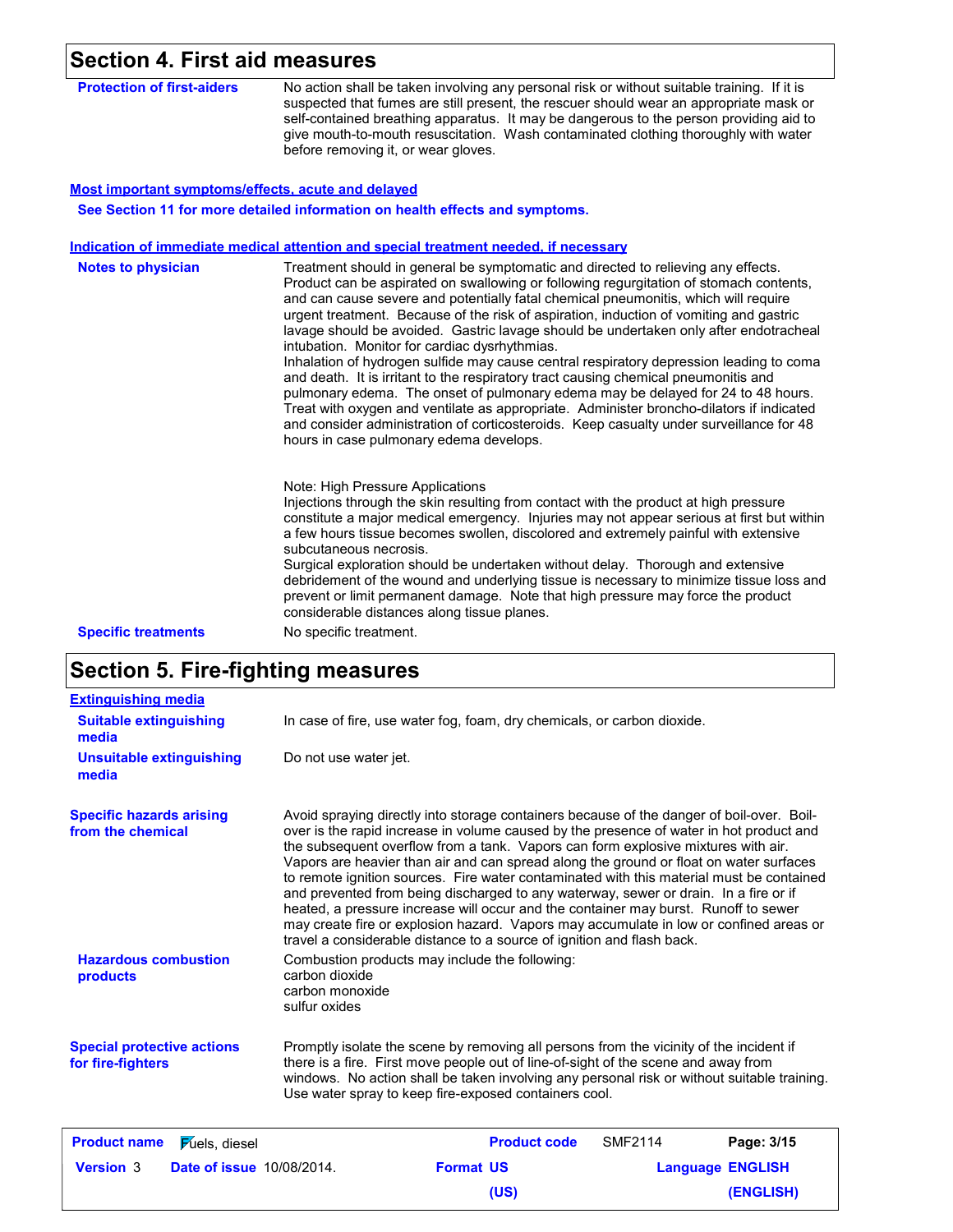## Section 4. First aid measures

**Protection of first-aiders**

No action shall be taken involving any personal risk or without suitable training. If it is suspected that fumes are still present, the rescuer should wear an appropriate mask or self-contained breathing apparatus. It may be dangerous to the person providing aid to give mouth-to-mouth resuscitation. Wash contaminated clothing thoroughly with water before removing it, or wear gloves.

### Most important symptoms/effects, acute and delayed

**See Section 11 for more detailed information on health effects and symptoms.**

### Indication of immediate medical attention and special treatment needed, if necessary

**Notes to physician**

Treatment should in general be symptomatic and directed to relieving any effects. Product can be aspirated on swallowing or following regurgitation of stomach contents, and can cause severe and potentially fatal chemical pneumonitis, which will require urgent treatment. Because of the risk of aspiration, induction of vomiting and gastric lavage should be avoided. Gastric lavage should be undertaken only after endotracheal intubation. Monitor for cardiac dysrhythmias.
Inhalation of hydrogen sulfide may cause central respiratory depression leading to coma and death. It is irritant to the respiratory tract causing chemical pneumonitis and pulmonary edema. The onset of pulmonary edema may be delayed for 24 to 48 hours. Treat with oxygen and ventilate as appropriate. Administer broncho-dilators if indicated and consider administration of corticosteroids. Keep casualty under surveillance for 48 hours in case pulmonary edema develops.

Note: High Pressure Applications
Injections through the skin resulting from contact with the product at high pressure constitute a major medical emergency. Injuries may not appear serious at first but within a few hours tissue becomes swollen, discolored and extremely painful with extensive subcutaneous necrosis.
Surgical exploration should be undertaken without delay. Thorough and extensive debridement of the wound and underlying tissue is necessary to minimize tissue loss and prevent or limit permanent damage. Note that high pressure may force the product considerable distances along tissue planes.

**Specific treatments**

No specific treatment.

## Section 5. Fire-fighting measures

### Extinguishing media

**Suitable extinguishing media**

In case of fire, use water fog, foam, dry chemicals, or carbon dioxide.

**Unsuitable extinguishing media**

Do not use water jet.

**Specific hazards arising from the chemical**

Avoid spraying directly into storage containers because of the danger of boil-over. Boil-over is the rapid increase in volume caused by the presence of water in hot product and the subsequent overflow from a tank. Vapors can form explosive mixtures with air. Vapors are heavier than air and can spread along the ground or float on water surfaces to remote ignition sources. Fire water contaminated with this material must be contained and prevented from being discharged to any waterway, sewer or drain. In a fire or if heated, a pressure increase will occur and the container may burst. Runoff to sewer may create fire or explosion hazard. Vapors may accumulate in low or confined areas or travel a considerable distance to a source of ignition and flash back.

**Hazardous combustion products**

Combustion products may include the following:
carbon dioxide
carbon monoxide
sulfur oxides

**Special protective actions for fire-fighters**

Promptly isolate the scene by removing all persons from the vicinity of the incident if there is a fire. First move people out of line-of-sight of the scene and away from windows. No action shall be taken involving any personal risk or without suitable training. Use water spray to keep fire-exposed containers cool.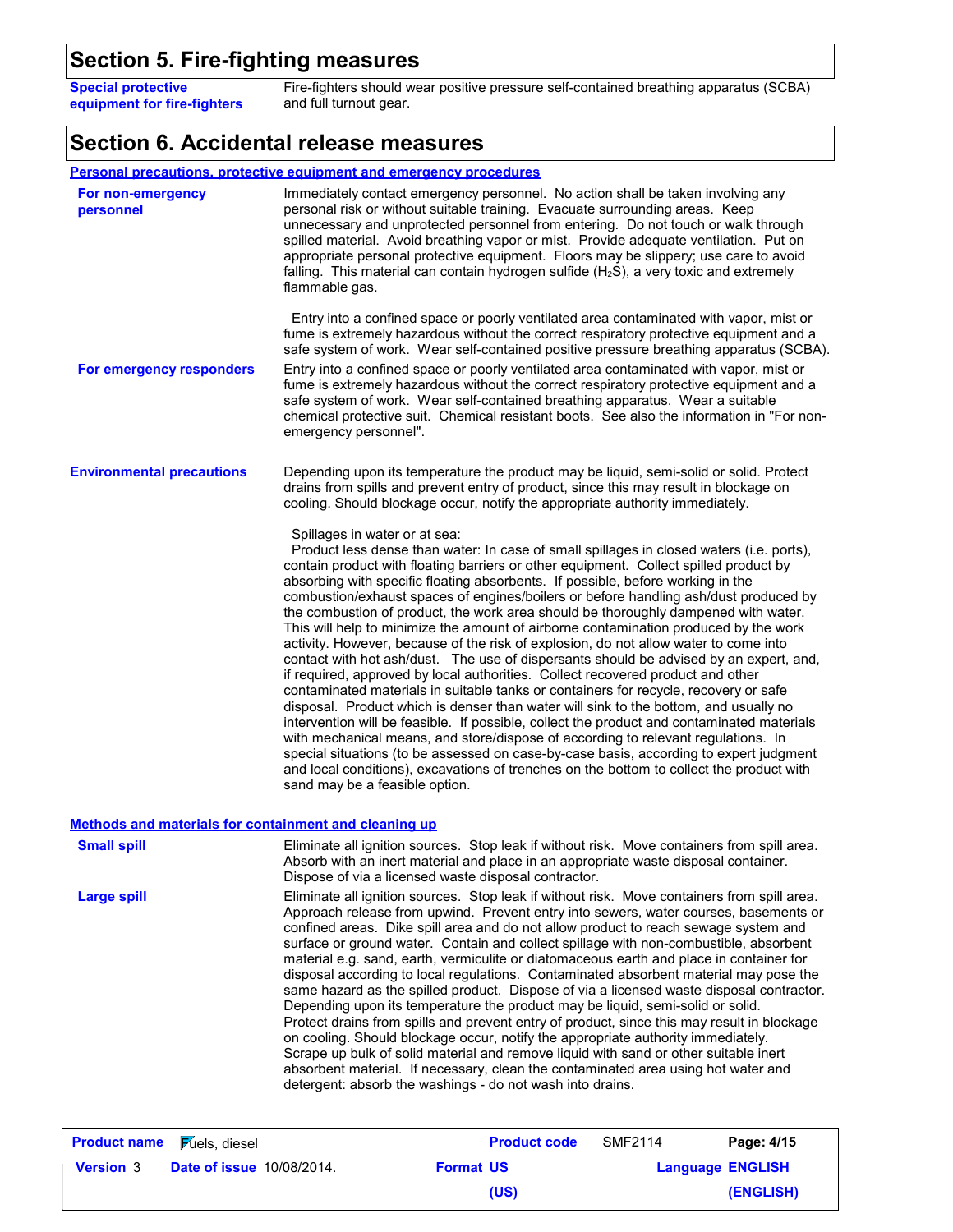## Section 5. Fire-fighting measures

**Special protective equipment for fire-fighters**

Fire-fighters should wear positive pressure self-contained breathing apparatus (SCBA) and full turnout gear.

## Section 6. Accidental release measures

### Personal precautions, protective equipment and emergency procedures

**For non-emergency personnel**

Immediately contact emergency personnel. No action shall be taken involving any personal risk or without suitable training. Evacuate surrounding areas. Keep unnecessary and unprotected personnel from entering. Do not touch or walk through spilled material. Avoid breathing vapor or mist. Provide adequate ventilation. Put on appropriate personal protective equipment. Floors may be slippery; use care to avoid falling. This material can contain hydrogen sulfide ($H_2S$), a very toxic and extremely flammable gas.

Entry into a confined space or poorly ventilated area contaminated with vapor, mist or fume is extremely hazardous without the correct respiratory protective equipment and a safe system of work. Wear self-contained positive pressure breathing apparatus (SCBA).

**For emergency responders**

Entry into a confined space or poorly ventilated area contaminated with vapor, mist or fume is extremely hazardous without the correct respiratory protective equipment and a safe system of work. Wear self-contained breathing apparatus. Wear a suitable chemical protective suit. Chemical resistant boots. See also the information in "For non-emergency personnel".

**Environmental precautions**

Depending upon its temperature the product may be liquid, semi-solid or solid. Protect drains from spills and prevent entry of product, since this may result in blockage on cooling. Should blockage occur, notify the appropriate authority immediately.

Spillages in water or at sea:
Product less dense than water: In case of small spillages in closed waters (i.e. ports), contain product with floating barriers or other equipment. Collect spilled product by absorbing with specific floating absorbents. If possible, before working in the combustion/exhaust spaces of engines/boilers or before handling ash/dust produced by the combustion of product, the work area should be thoroughly dampened with water. This will help to minimize the amount of airborne contamination produced by the work activity. However, because of the risk of explosion, do not allow water to come into contact with hot ash/dust. The use of dispersants should be advised by an expert, and, if required, approved by local authorities. Collect recovered product and other contaminated materials in suitable tanks or containers for recycle, recovery or safe disposal. Product which is denser than water will sink to the bottom, and usually no intervention will be feasible. If possible, collect the product and contaminated materials with mechanical means, and store/dispose of according to relevant regulations. In special situations (to be assessed on case-by-case basis, according to expert judgment and local conditions), excavations of trenches on the bottom to collect the product with sand may be a feasible option.

### Methods and materials for containment and cleaning up

**Small spill**

Eliminate all ignition sources. Stop leak if without risk. Move containers from spill area. Absorb with an inert material and place in an appropriate waste disposal container. Dispose of via a licensed waste disposal contractor.

**Large spill**

Eliminate all ignition sources. Stop leak if without risk. Move containers from spill area. Approach release from upwind. Prevent entry into sewers, water courses, basements or confined areas. Dike spill area and do not allow product to reach sewage system and surface or ground water. Contain and collect spillage with non-combustible, absorbent material e.g. sand, earth, vermiculite or diatomaceous earth and place in container for disposal according to local regulations. Contaminated absorbent material may pose the same hazard as the spilled product. Dispose of via a licensed waste disposal contractor. Depending upon its temperature the product may be liquid, semi-solid or solid. Protect drains from spills and prevent entry of product, since this may result in blockage on cooling. Should blockage occur, notify the appropriate authority immediately. Scrape up bulk of solid material and remove liquid with sand or other suitable inert absorbent material. If necessary, clean the contaminated area using hot water and detergent: absorb the washings - do not wash into drains.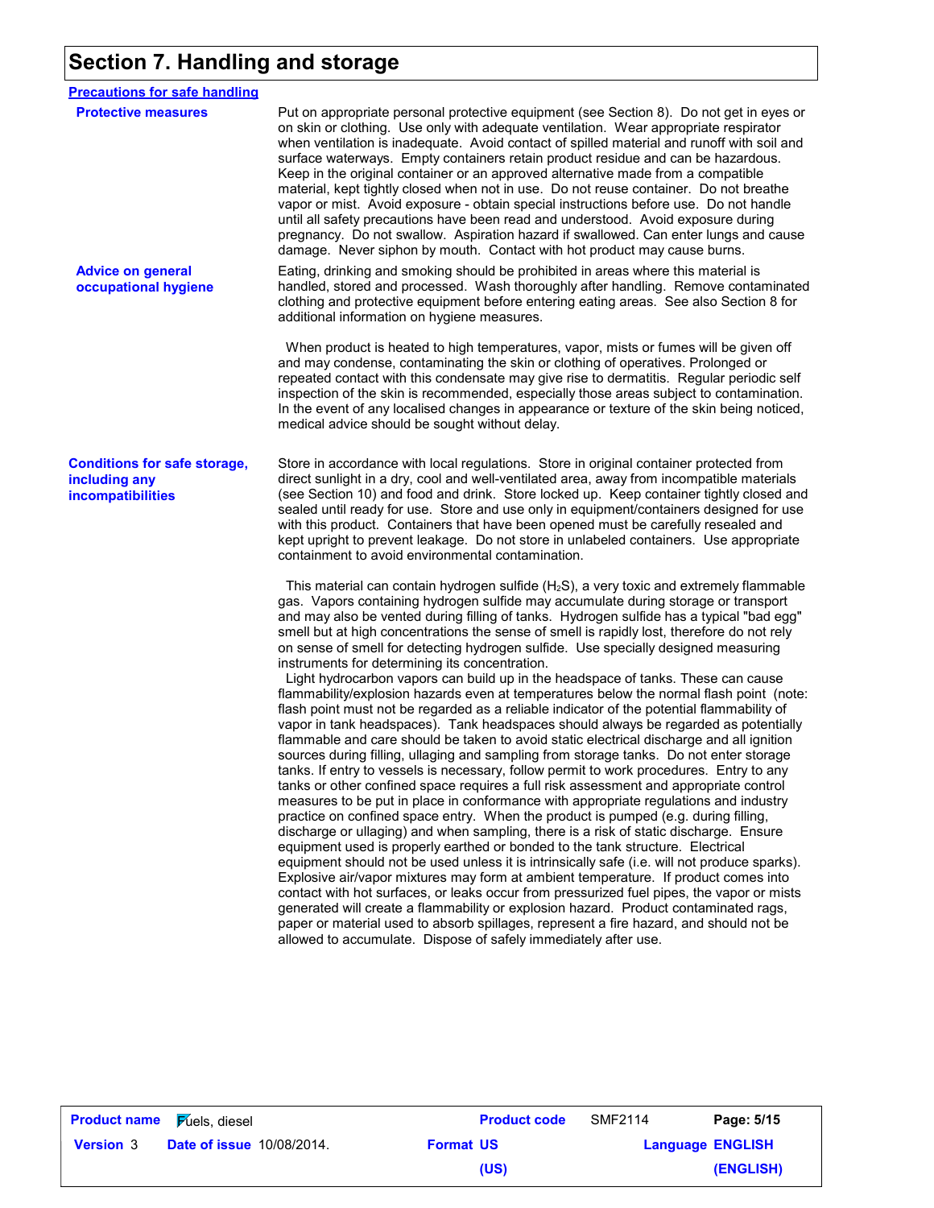# Section 7. Handling and storage

## Precautions for safe handling

**Protective measures**

Put on appropriate personal protective equipment (see Section 8). Do not get in eyes or on skin or clothing. Use only with adequate ventilation. Wear appropriate respirator when ventilation is inadequate. Avoid contact of spilled material and runoff with soil and surface waterways. Empty containers retain product residue and can be hazardous. Keep in the original container or an approved alternative made from a compatible material, kept tightly closed when not in use. Do not reuse container. Do not breathe vapor or mist. Avoid exposure - obtain special instructions before use. Do not handle until all safety precautions have been read and understood. Avoid exposure during pregnancy. Do not swallow. Aspiration hazard if swallowed. Can enter lungs and cause damage. Never siphon by mouth. Contact with hot product may cause burns.

**Advice on general occupational hygiene**

Eating, drinking and smoking should be prohibited in areas where this material is handled, stored and processed. Wash thoroughly after handling. Remove contaminated clothing and protective equipment before entering eating areas. See also Section 8 for additional information on hygiene measures.

When product is heated to high temperatures, vapor, mists or fumes will be given off and may condense, contaminating the skin or clothing of operatives. Prolonged or repeated contact with this condensate may give rise to dermatitis. Regular periodic self inspection of the skin is recommended, especially those areas subject to contamination. In the event of any localised changes in appearance or texture of the skin being noticed, medical advice should be sought without delay.

## Conditions for safe storage, including any incompatibilities

Store in accordance with local regulations. Store in original container protected from direct sunlight in a dry, cool and well-ventilated area, away from incompatible materials (see Section 10) and food and drink. Store locked up. Keep container tightly closed and sealed until ready for use. Store and use only in equipment/containers designed for use with this product. Containers that have been opened must be carefully resealed and kept upright to prevent leakage. Do not store in unlabeled containers. Use appropriate containment to avoid environmental contamination.

This material can contain hydrogen sulfide ($H_2S$), a very toxic and extremely flammable gas. Vapors containing hydrogen sulfide may accumulate during storage or transport and may also be vented during filling of tanks. Hydrogen sulfide has a typical "bad egg" smell but at high concentrations the sense of smell is rapidly lost, therefore do not rely on sense of smell for detecting hydrogen sulfide. Use specially designed measuring instruments for determining its concentration.
Light hydrocarbon vapors can build up in the headspace of tanks. These can cause flammability/explosion hazards even at temperatures below the normal flash point (note: flash point must not be regarded as a reliable indicator of the potential flammability of vapor in tank headspaces). Tank headspaces should always be regarded as potentially flammable and care should be taken to avoid static electrical discharge and all ignition sources during filling, ullaging and sampling from storage tanks. Do not enter storage tanks. If entry to vessels is necessary, follow permit to work procedures. Entry to any tanks or other confined space requires a full risk assessment and appropriate control measures to be put in place in conformance with appropriate regulations and industry practice on confined space entry. When the product is pumped (e.g. during filling, discharge or ullaging) and when sampling, there is a risk of static discharge. Ensure equipment used is properly earthed or bonded to the tank structure. Electrical equipment should not be used unless it is intrinsically safe (i.e. will not produce sparks). Explosive air/vapor mixtures may form at ambient temperature. If product comes into contact with hot surfaces, or leaks occur from pressurized fuel pipes, the vapor or mists generated will create a flammability or explosion hazard. Product contaminated rags, paper or material used to absorb spillages, represent a fire hazard, and should not be allowed to accumulate. Dispose of safely immediately after use.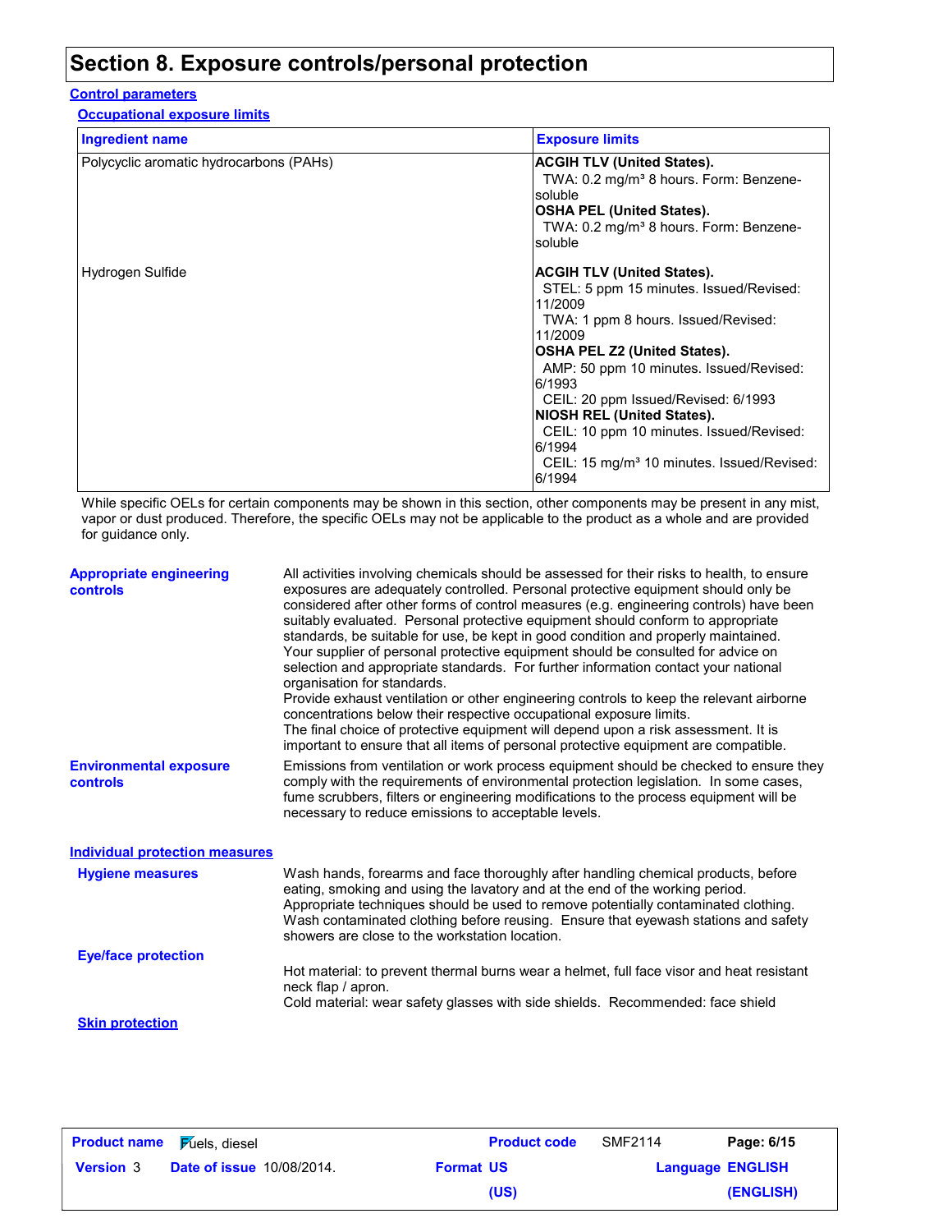# Section 8. Exposure controls/personal protection

## Control parameters

### Occupational exposure limits

| Ingredient name | Exposure limits |
|---|---|
| Polycyclic aromatic hydrocarbons (PAHs) | **ACGIH TLV (United States).**<br>TWA: 0.2 mg/m³ 8 hours. Form: Benzene-soluble<br>**OSHA PEL (United States).**<br>TWA: 0.2 mg/m³ 8 hours. Form: Benzene-soluble |
| Hydrogen Sulfide | **ACGIH TLV (United States).**<br>STEL: 5 ppm 15 minutes. Issued/Revised: 11/2009<br>TWA: 1 ppm 8 hours. Issued/Revised: 11/2009<br>**OSHA PEL Z2 (United States).**<br>AMP: 50 ppm 10 minutes. Issued/Revised: 6/1993<br>CEIL: 20 ppm Issued/Revised: 6/1993<br>**NIOSH REL (United States).**<br>CEIL: 10 ppm 10 minutes. Issued/Revised: 6/1994<br>CEIL: 15 mg/m³ 10 minutes. Issued/Revised: 6/1994 |

While specific OELs for certain components may be shown in this section, other components may be present in any mist, vapor or dust produced. Therefore, the specific OELs may not be applicable to the product as a whole and are provided for guidance only.

**Appropriate engineering controls**

All activities involving chemicals should be assessed for their risks to health, to ensure exposures are adequately controlled. Personal protective equipment should only be considered after other forms of control measures (e.g. engineering controls) have been suitably evaluated. Personal protective equipment should conform to appropriate standards, be suitable for use, be kept in good condition and properly maintained. Your supplier of personal protective equipment should be consulted for advice on selection and appropriate standards. For further information contact your national organisation for standards.
Provide exhaust ventilation or other engineering controls to keep the relevant airborne concentrations below their respective occupational exposure limits.
The final choice of protective equipment will depend upon a risk assessment. It is important to ensure that all items of personal protective equipment are compatible.

**Environmental exposure controls**

Emissions from ventilation or work process equipment should be checked to ensure they comply with the requirements of environmental protection legislation. In some cases, fume scrubbers, filters or engineering modifications to the process equipment will be necessary to reduce emissions to acceptable levels.

## Individual protection measures

**Hygiene measures**

Wash hands, forearms and face thoroughly after handling chemical products, before eating, smoking and using the lavatory and at the end of the working period. Appropriate techniques should be used to remove potentially contaminated clothing. Wash contaminated clothing before reusing. Ensure that eyewash stations and safety showers are close to the workstation location.

**Eye/face protection**

Hot material: to prevent thermal burns wear a helmet, full face visor and heat resistant neck flap / apron.
Cold material: wear safety glasses with side shields. Recommended: face shield

### Skin protection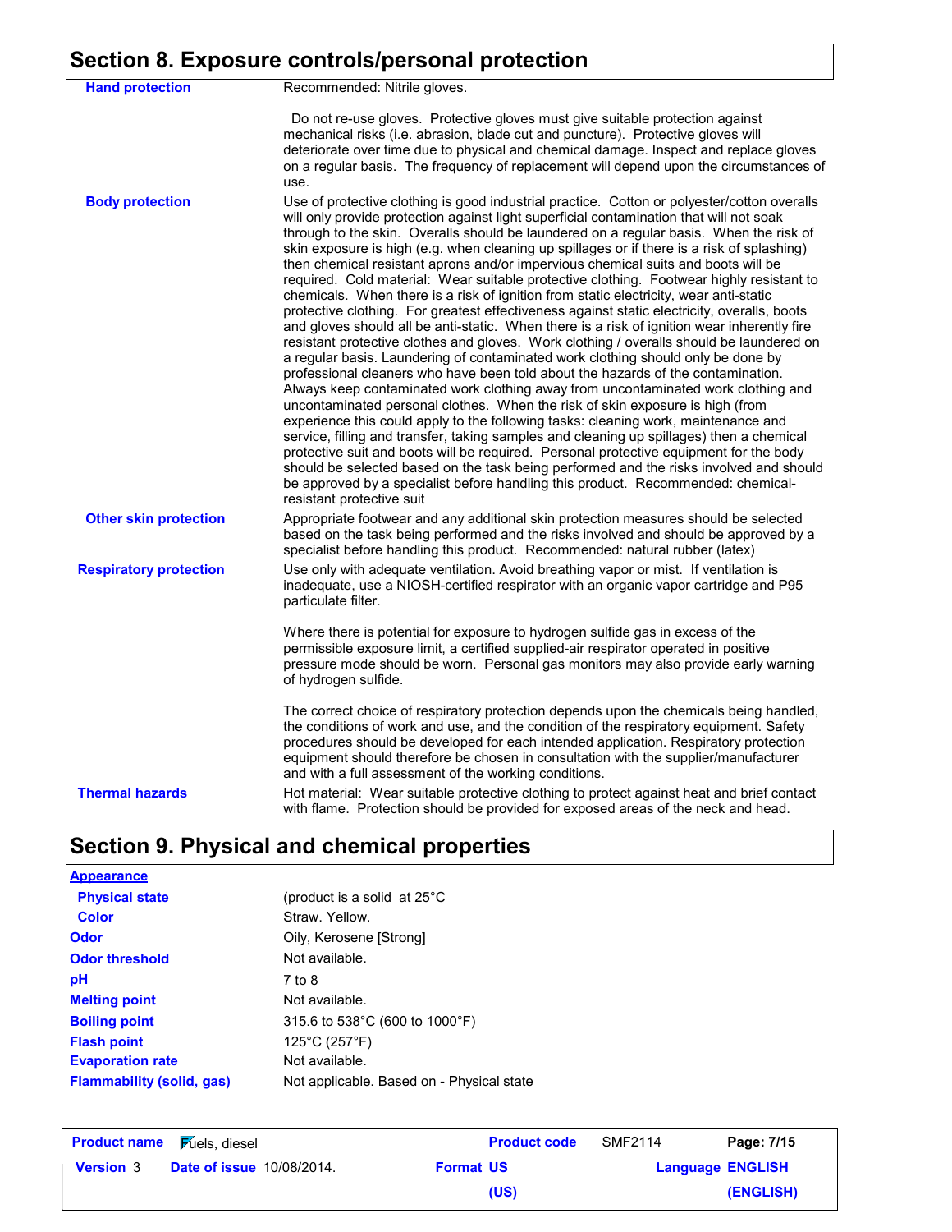## Section 8. Exposure controls/personal protection

| | |
|---|---|
| **Hand protection** | Recommended: Nitrile gloves.<br><br>Do not re-use gloves. Protective gloves must give suitable protection against mechanical risks (i.e. abrasion, blade cut and puncture). Protective gloves will deteriorate over time due to physical and chemical damage. Inspect and replace gloves on a regular basis. The frequency of replacement will depend upon the circumstances of use. |
| **Body protection** | Use of protective clothing is good industrial practice. Cotton or polyester/cotton overalls will only provide protection against light superficial contamination that will not soak through to the skin. Overalls should be laundered on a regular basis. When the risk of skin exposure is high (e.g. when cleaning up spillages or if there is a risk of splashing) then chemical resistant aprons and/or impervious chemical suits and boots will be required. Cold material: Wear suitable protective clothing. Footwear highly resistant to chemicals. When there is a risk of ignition from static electricity, wear anti-static protective clothing. For greatest effectiveness against static electricity, overalls, boots and gloves should all be anti-static. When there is a risk of ignition wear inherently fire resistant protective clothes and gloves. Work clothing / overalls should be laundered on a regular basis. Laundering of contaminated work clothing should only be done by professional cleaners who have been told about the hazards of the contamination. Always keep contaminated work clothing away from uncontaminated work clothing and uncontaminated personal clothes. When the risk of skin exposure is high (from experience this could apply to the following tasks: cleaning work, maintenance and service, filling and transfer, taking samples and cleaning up spillages) then a chemical protective suit and boots will be required. Personal protective equipment for the body should be selected based on the task being performed and the risks involved and should be approved by a specialist before handling this product. Recommended: chemical-resistant protective suit |
| **Other skin protection** | Appropriate footwear and any additional skin protection measures should be selected based on the task being performed and the risks involved and should be approved by a specialist before handling this product. Recommended: natural rubber (latex) |
| **Respiratory protection** | Use only with adequate ventilation. Avoid breathing vapor or mist. If ventilation is inadequate, use a NIOSH-certified respirator with an organic vapor cartridge and P95 particulate filter.<br><br>Where there is potential for exposure to hydrogen sulfide gas in excess of the permissible exposure limit, a certified supplied-air respirator operated in positive pressure mode should be worn. Personal gas monitors may also provide early warning of hydrogen sulfide.<br><br>The correct choice of respiratory protection depends upon the chemicals being handled, the conditions of work and use, and the condition of the respiratory equipment. Safety procedures should be developed for each intended application. Respiratory protection equipment should therefore be chosen in consultation with the supplier/manufacturer and with a full assessment of the working conditions. |
| **Thermal hazards** | Hot material: Wear suitable protective clothing to protect against heat and brief contact with flame. Protection should be provided for exposed areas of the neck and head. |

## Section 9. Physical and chemical properties

| | |
|---|---|
| **Appearance** | |
| **Physical state** | (product is a solid at 25°C |
| **Color** | Straw. Yellow. |
| **Odor** | Oily, Kerosene [Strong] |
| **Odor threshold** | Not available. |
| **pH** | 7 to 8 |
| **Melting point** | Not available. |
| **Boiling point** | 315.6 to 538°C (600 to 1000°F) |
| **Flash point** | 125°C (257°F) |
| **Evaporation rate** | Not available. |
| **Flammability (solid, gas)** | Not applicable. Based on - Physical state |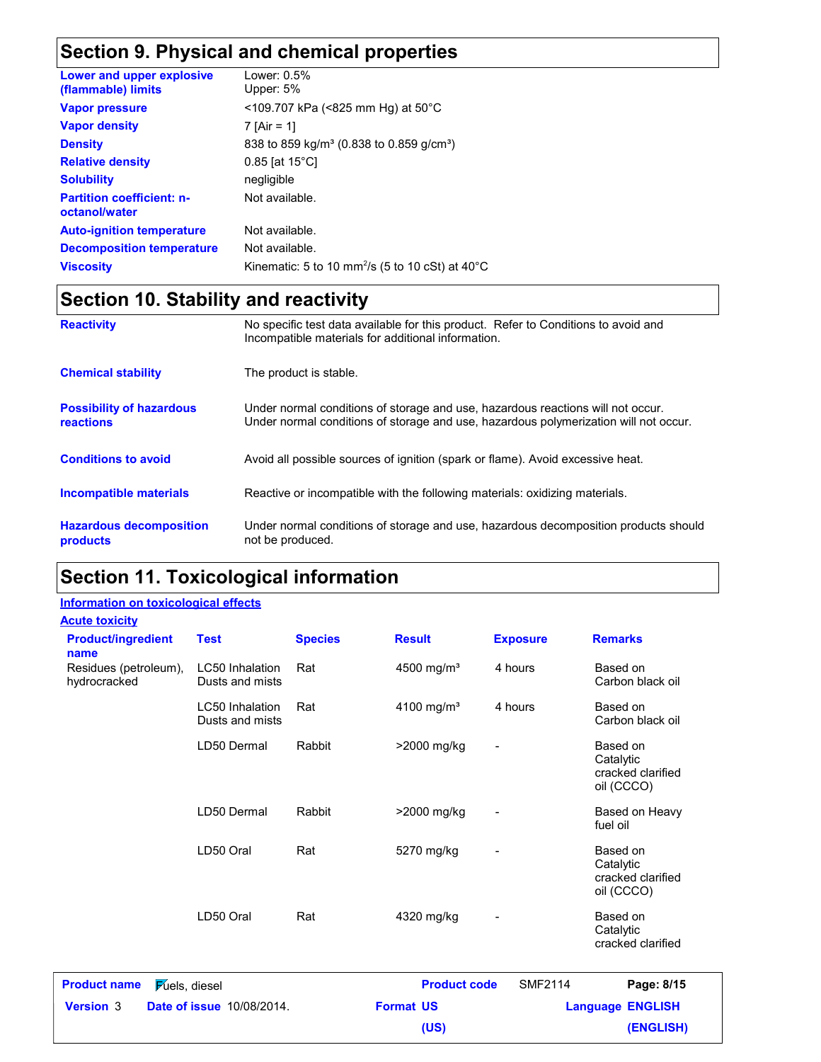## Section 9. Physical and chemical properties

| | |
|---|---|
| **Lower and upper explosive (flammable) limits** | Lower: 0.5%<br>Upper: 5% |
| **Vapor pressure** | <109.707 kPa (<825 mm Hg) at 50°C |
| **Vapor density** | 7 [Air = 1] |
| **Density** | 838 to 859 kg/m³ (0.838 to 0.859 g/cm³) |
| **Relative density** | 0.85 [at 15°C] |
| **Solubility** | negligible |
| **Partition coefficient: n-octanol/water** | Not available. |
| **Auto-ignition temperature** | Not available. |
| **Decomposition temperature** | Not available. |
| **Viscosity** | Kinematic: 5 to 10 $mm^2/s$ (5 to 10 cSt) at 40°C |

## Section 10. Stability and reactivity

| | |
|---|---|
| **Reactivity** | No specific test data available for this product. Refer to Conditions to avoid and Incompatible materials for additional information. |
| **Chemical stability** | The product is stable. |
| **Possibility of hazardous reactions** | Under normal conditions of storage and use, hazardous reactions will not occur.<br>Under normal conditions of storage and use, hazardous polymerization will not occur. |
| **Conditions to avoid** | Avoid all possible sources of ignition (spark or flame). Avoid excessive heat. |
| **Incompatible materials** | Reactive or incompatible with the following materials: oxidizing materials. |
| **Hazardous decomposition products** | Under normal conditions of storage and use, hazardous decomposition products should not be produced. |

## Section 11. Toxicological information

**Information on toxicological effects**

**Acute toxicity**

| Product/ingredient name | Test | Species | Result | Exposure | Remarks |
|---|---|---|---|---|---|
| Residues (petroleum), hydrocracked | LC50 Inhalation Dusts and mists | Rat | 4500 mg/m³ | 4 hours | Based on Carbon black oil |
| | LC50 Inhalation Dusts and mists | Rat | 4100 mg/m³ | 4 hours | Based on Carbon black oil |
| | LD50 Dermal | Rabbit | >2000 mg/kg | - | Based on Catalytic cracked clarified oil (CCCO) |
| | LD50 Dermal | Rabbit | >2000 mg/kg | - | Based on Heavy fuel oil |
| | LD50 Oral | Rat | 5270 mg/kg | - | Based on Catalytic cracked clarified oil (CCCO) |
| | LD50 Oral | Rat | 4320 mg/kg | - | Based on Catalytic cracked clarified |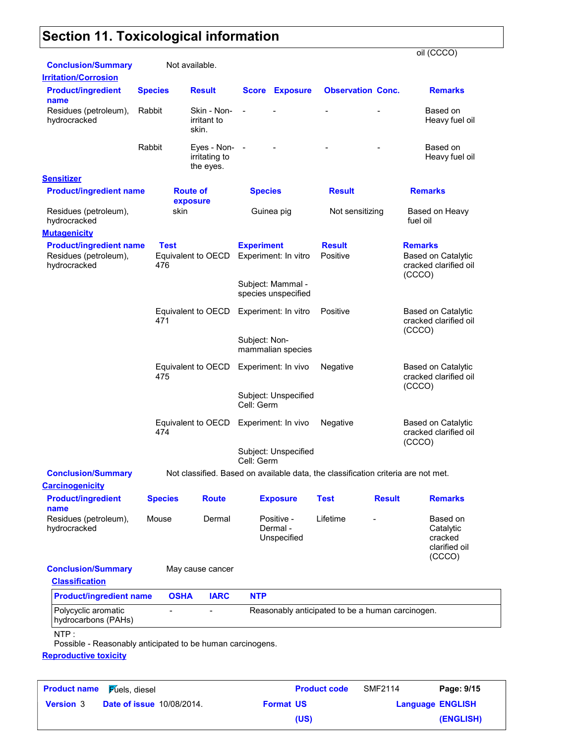# Section 11. Toxicological information

oil (CCCO)

**Conclusion/Summary** Not available.

**Irritation/Corrosion**

| Product/ingredient name | Species | Result | Score | Exposure | Observation | Conc. | Remarks |
|---|---|---|---|---|---|---|---|
| Residues (petroleum), hydrocracked | Rabbit | Skin - Non-irritant to skin. | - | - | - | - | Based on Heavy fuel oil |
| | Rabbit | Eyes - Non-irritating to the eyes. | - | - | - | - | Based on Heavy fuel oil |

**Sensitizer**

| Product/ingredient name | Route of exposure | Species | Result | Remarks |
|---|---|---|---|---|
| Residues (petroleum), hydrocracked | skin | Guinea pig | Not sensitizing | Based on Heavy fuel oil |

**Mutagenicity**

| Product/ingredient name | Test | Experiment | Result | Remarks |
|---|---|---|---|---|
| Residues (petroleum), hydrocracked | Equivalent to OECD 476 | Experiment: In vitro<br>Subject: Mammal - species unspecified | Positive | Based on Catalytic cracked clarified oil (CCCO) |
| | Equivalent to OECD 471 | Experiment: In vitro<br>Subject: Non-mammalian species | Positive | Based on Catalytic cracked clarified oil (CCCO) |
| | Equivalent to OECD 475 | Experiment: In vivo<br>Subject: Unspecified<br>Cell: Germ | Negative | Based on Catalytic cracked clarified oil (CCCO) |
| | Equivalent to OECD 474 | Experiment: In vivo<br>Subject: Unspecified<br>Cell: Germ | Negative | Based on Catalytic cracked clarified oil (CCCO) |

**Conclusion/Summary** Not classified. Based on available data, the classification criteria are not met.

**Carcinogenicity**

| Product/ingredient name | Species | Route | Exposure | Test | Result | Remarks |
|---|---|---|---|---|---|---|
| Residues (petroleum), hydrocracked | Mouse | Dermal | Positive - Dermal - Unspecified | Lifetime | - | Based on Catalytic cracked clarified oil (CCCO) |

**Conclusion/Summary** May cause cancer

**Classification**

| Product/ingredient name | OSHA | IARC | NTP |
|---|---|---|---|
| Polycyclic aromatic hydrocarbons (PAHs) | - | - | Reasonably anticipated to be a human carcinogen. |

NTP :
Possible - Reasonably anticipated to be human carcinogens.

**Reproductive toxicity**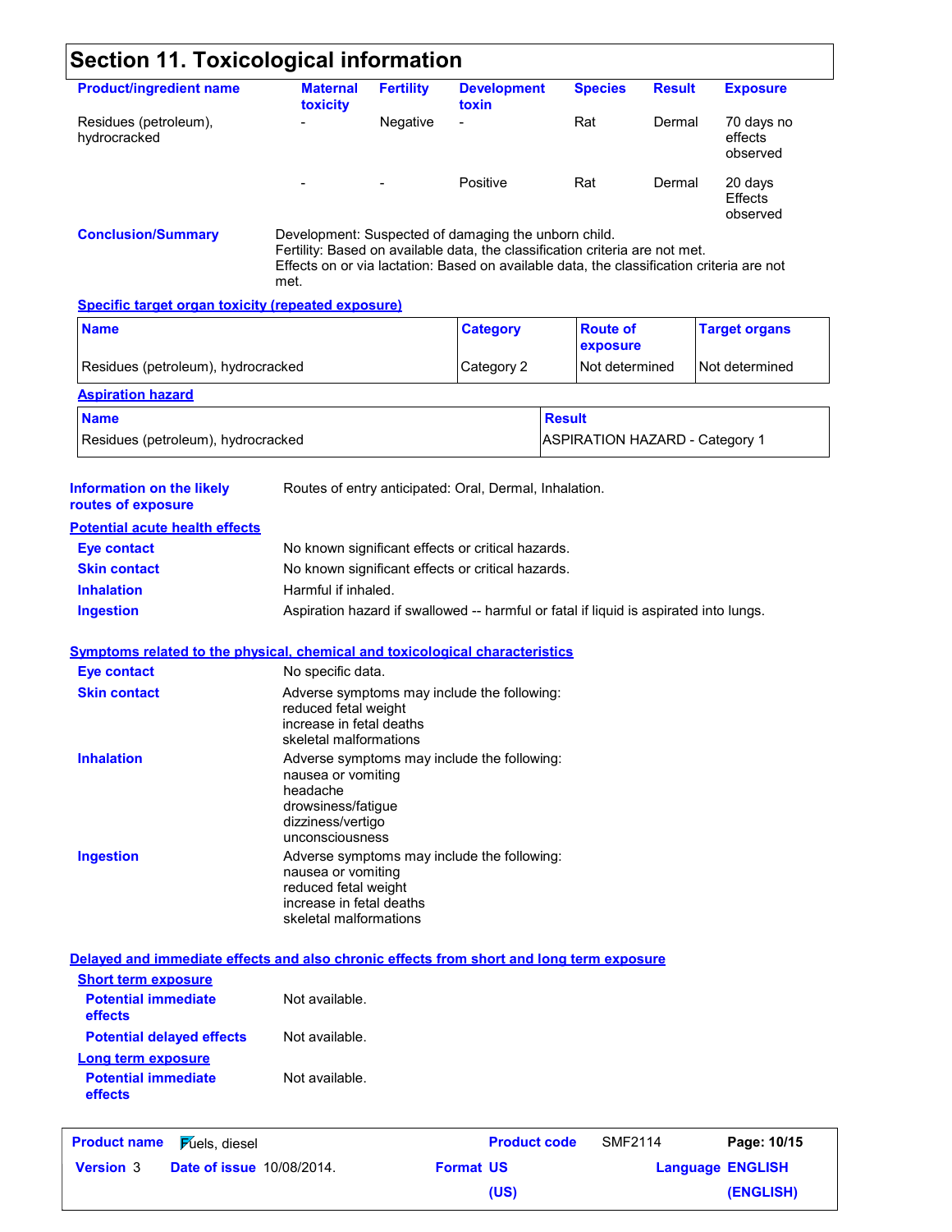# Section 11. Toxicological information

| Product/ingredient name | Maternal toxicity | Fertility | Development toxin | Species | Result | Exposure |
|---|---|---|---|---|---|---|
| Residues (petroleum), hydrocracked | - | Negative | - | Rat | Dermal | 70 days no effects observed |
| | - | - | Positive | Rat | Dermal | 20 days Effects observed |

**Conclusion/Summary**

Development: Suspected of damaging the unborn child.
Fertility: Based on available data, the classification criteria are not met.
Effects on or via lactation: Based on available data, the classification criteria are not met.

**Specific target organ toxicity (repeated exposure)**

| Name | Category | Route of exposure | Target organs |
|---|---|---|---|
| Residues (petroleum), hydrocracked | Category 2 | Not determined | Not determined |

**Aspiration hazard**

| Name | Result |
|---|---|
| Residues (petroleum), hydrocracked | ASPIRATION HAZARD - Category 1 |

**Information on the likely routes of exposure**: Routes of entry anticipated: Oral, Dermal, Inhalation.

**Potential acute health effects**

**Eye contact**: No known significant effects or critical hazards.

**Skin contact**: No known significant effects or critical hazards.

**Inhalation**: Harmful if inhaled.

**Ingestion**: Aspiration hazard if swallowed -- harmful or fatal if liquid is aspirated into lungs.

**Symptoms related to the physical, chemical and toxicological characteristics**

**Eye contact**: No specific data.

**Skin contact**: Adverse symptoms may include the following:
reduced fetal weight
increase in fetal deaths
skeletal malformations

**Inhalation**: Adverse symptoms may include the following:
nausea or vomiting
headache
drowsiness/fatigue
dizziness/vertigo
unconsciousness

**Ingestion**: Adverse symptoms may include the following:
nausea or vomiting
reduced fetal weight
increase in fetal deaths
skeletal malformations

**Delayed and immediate effects and also chronic effects from short and long term exposure**

**Short term exposure**

**Potential immediate effects**: Not available.

**Potential delayed effects**: Not available.

**Long term exposure**

**Potential immediate effects**: Not available.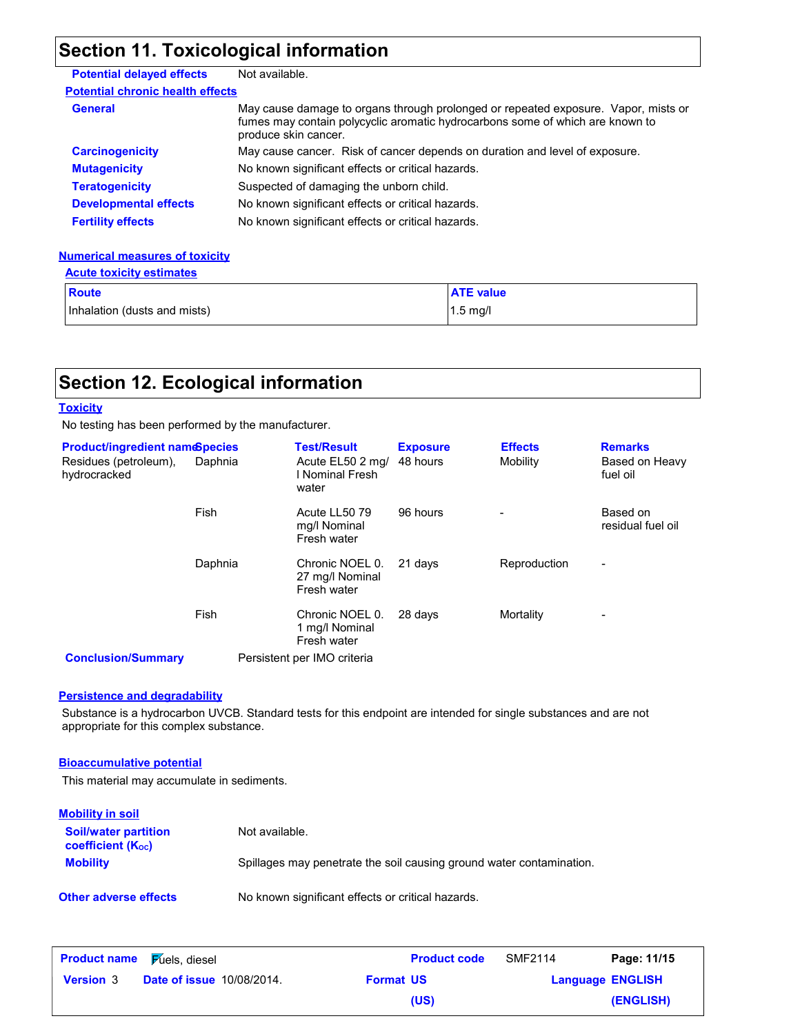## Section 11. Toxicological information

**Potential delayed effects** Not available.

**Potential chronic health effects**

| | |
|---|---|
| **General** | May cause damage to organs through prolonged or repeated exposure. Vapor, mists or fumes may contain polycyclic aromatic hydrocarbons some of which are known to produce skin cancer. |
| **Carcinogenicity** | May cause cancer. Risk of cancer depends on duration and level of exposure. |
| **Mutagenicity** | No known significant effects or critical hazards. |
| **Teratogenicity** | Suspected of damaging the unborn child. |
| **Developmental effects** | No known significant effects or critical hazards. |
| **Fertility effects** | No known significant effects or critical hazards. |

**Numerical measures of toxicity**

**Acute toxicity estimates**

| Route | ATE value |
|---|---|
| Inhalation (dusts and mists) | 1.5 mg/l |

## Section 12. Ecological information

**Toxicity**

No testing has been performed by the manufacturer.

| Product/ingredient name | Species | Test/Result | Exposure | Effects | Remarks |
|---|---|---|---|---|---|
| Residues (petroleum), hydrocracked | Daphnia | Acute EL50 2 mg/l Nominal Fresh water | 48 hours | Mobility | Based on Heavy fuel oil |
| | Fish | Acute LL50 79 mg/l Nominal Fresh water | 96 hours | - | Based on residual fuel oil |
| | Daphnia | Chronic NOEL 0.27 mg/l Nominal Fresh water | 21 days | Reproduction | - |
| | Fish | Chronic NOEL 0.1 mg/l Nominal Fresh water | 28 days | Mortality | - |

**Conclusion/Summary** Persistent per IMO criteria

**Persistence and degradability**

Substance is a hydrocarbon UVCB. Standard tests for this endpoint are intended for single substances and are not appropriate for this complex substance.

**Bioaccumulative potential**

This material may accumulate in sediments.

**Mobility in soil**

| | |
|---|---|
| **Soil/water partition coefficient ($K_{OC}$)** | Not available. |
| **Mobility** | Spillages may penetrate the soil causing ground water contamination. |

**Other adverse effects** No known significant effects or critical hazards.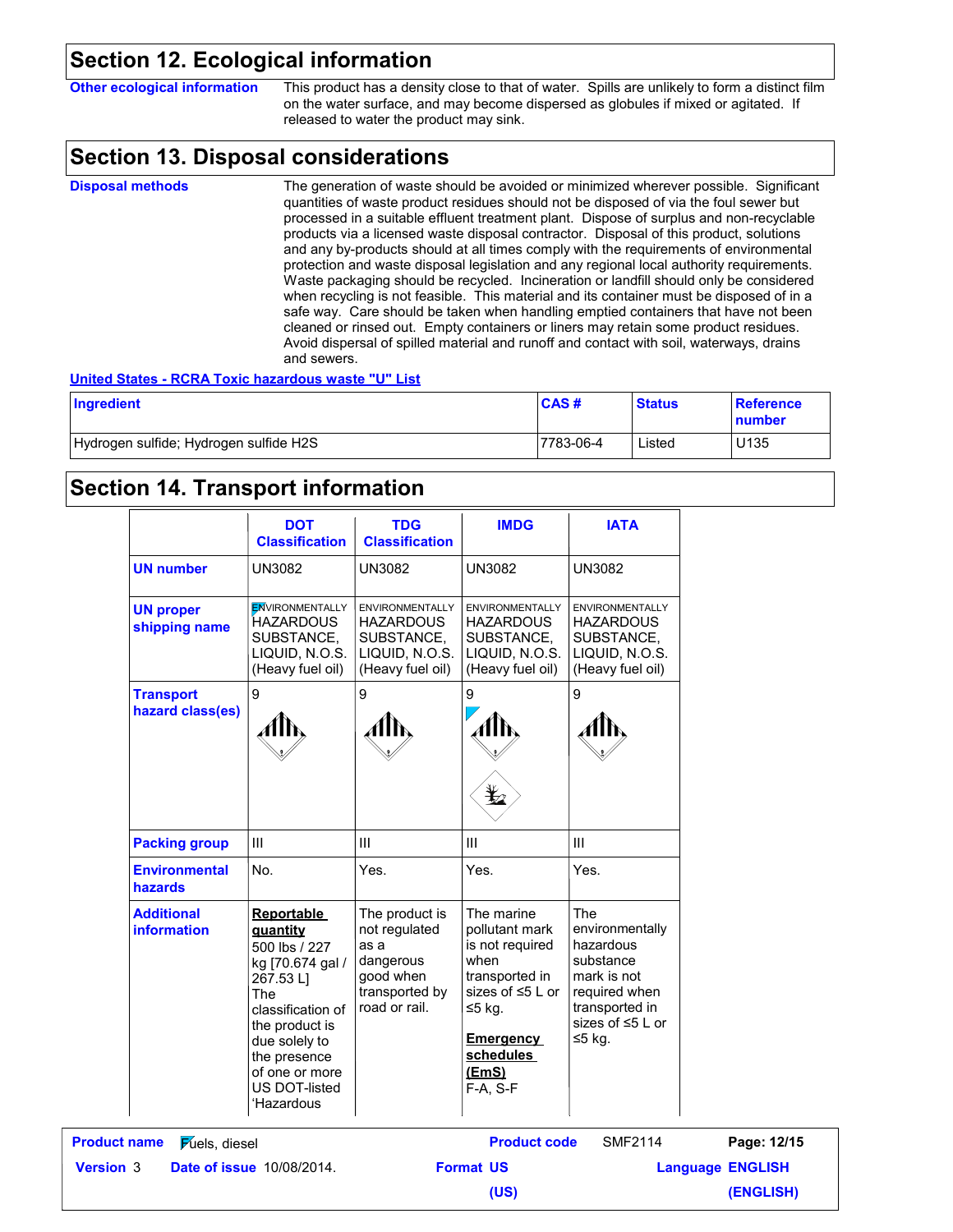## Section 12. Ecological information

**Other ecological information** This product has a density close to that of water. Spills are unlikely to form a distinct film on the water surface, and may become dispersed as globules if mixed or agitated. If released to water the product may sink.

## Section 13. Disposal considerations

**Disposal methods** The generation of waste should be avoided or minimized wherever possible. Significant quantities of waste product residues should not be disposed of via the foul sewer but processed in a suitable effluent treatment plant. Dispose of surplus and non-recyclable products via a licensed waste disposal contractor. Disposal of this product, solutions and any by-products should at all times comply with the requirements of environmental protection and waste disposal legislation and any regional local authority requirements. Waste packaging should be recycled. Incineration or landfill should only be considered when recycling is not feasible. This material and its container must be disposed of in a safe way. Care should be taken when handling emptied containers that have not been cleaned or rinsed out. Empty containers or liners may retain some product residues. Avoid dispersal of spilled material and runoff and contact with soil, waterways, drains and sewers.

**United States - RCRA Toxic hazardous waste "U" List**

| Ingredient | CAS # | Status | Reference number |
|---|---|---|---|
| Hydrogen sulfide; Hydrogen sulfide H2S | 7783-06-4 | Listed | U135 |

## Section 14. Transport information

| | DOT Classification | TDG Classification | IMDG | IATA |
|---|---|---|---|---|
| **UN number** | UN3082 | UN3082 | UN3082 | UN3082 |
| **UN proper shipping name** | ENVIRONMENTALLY HAZARDOUS SUBSTANCE, LIQUID, N.O.S. (Heavy fuel oil) | ENVIRONMENTALLY HAZARDOUS SUBSTANCE, LIQUID, N.O.S. (Heavy fuel oil) | ENVIRONMENTALLY HAZARDOUS SUBSTANCE, LIQUID, N.O.S. (Heavy fuel oil) | ENVIRONMENTALLY HAZARDOUS SUBSTANCE, LIQUID, N.O.S. (Heavy fuel oil) |
| **Transport hazard class(es)** | 9 | 9 | 9 | 9 |
| **Packing group** | III | III | III | III |
| **Environmental hazards** | No. | Yes. | Yes. | Yes. |
| **Additional information** | **Reportable quantity** 500 lbs / 227 kg [70.674 gal / 267.53 L] The classification of the product is due solely to the presence of one or more US DOT-listed 'Hazardous | The product is not regulated as a dangerous good when transported by road or rail. | The marine pollutant mark is not required when transported in sizes of ≤5 L or ≤5 kg. **Emergency schedules (EmS)** F-A, S-F | The environmentally hazardous substance mark is not required when transported in sizes of ≤5 L or ≤5 kg. |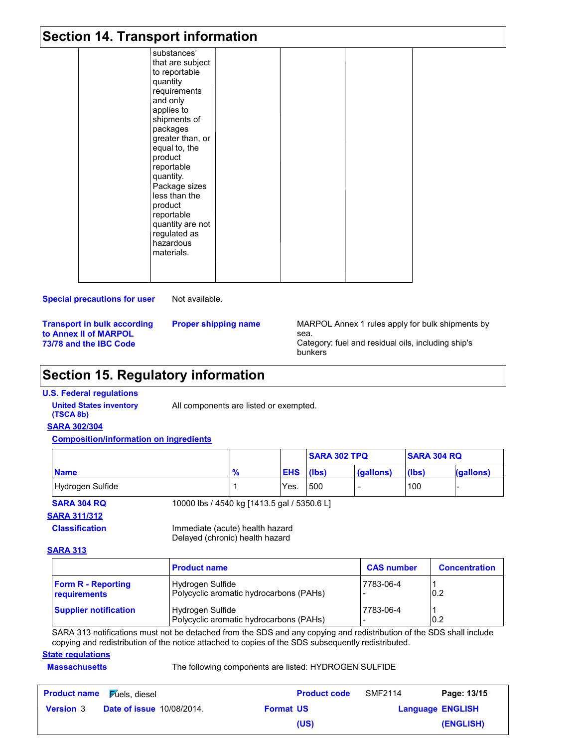## Section 14. Transport information

| | | | | |
|---|---|---|---|---|
| | substances' that are subject to reportable quantity requirements and only applies to shipments of packages greater than, or equal to, the product reportable quantity. Package sizes less than the product reportable quantity are not regulated as hazardous materials. | | | |

**Special precautions for user** Not available.

**Transport in bulk according to Annex II of MARPOL 73/78 and the IBC Code** **Proper shipping name** MARPOL Annex 1 rules apply for bulk shipments by sea.
Category: fuel and residual oils, including ship's bunkers

## Section 15. Regulatory information

**U.S. Federal regulations**

**United States inventory (TSCA 8b)** All components are listed or exempted.

**SARA 302/304**

**Composition/information on ingredients**

| | | | SARA 302 TPQ | | SARA 304 RQ | |
|---|---|---|---|---|---|---|
| **Name** | **%** | **EHS** | **(lbs)** | **(gallons)** | **(lbs)** | **(gallons)** |
| Hydrogen Sulfide | 1 | Yes. | 500 | - | 100 | - |

**SARA 304 RQ** 10000 lbs / 4540 kg [1413.5 gal / 5350.6 L]

**SARA 311/312**

**Classification** Immediate (acute) health hazard
Delayed (chronic) health hazard

**SARA 313**

| | Product name | CAS number | Concentration |
|---|---|---|---|
| **Form R - Reporting requirements** | Hydrogen Sulfide<br>Polycyclic aromatic hydrocarbons (PAHs) | 7783-06-4<br>- | 1<br>0.2 |
| **Supplier notification** | Hydrogen Sulfide<br>Polycyclic aromatic hydrocarbons (PAHs) | 7783-06-4<br>- | 1<br>0.2 |

SARA 313 notifications must not be detached from the SDS and any copying and redistribution of the SDS shall include copying and redistribution of the notice attached to copies of the SDS subsequently redistributed.

**State regulations**

**Massachusetts** The following components are listed: HYDROGEN SULFIDE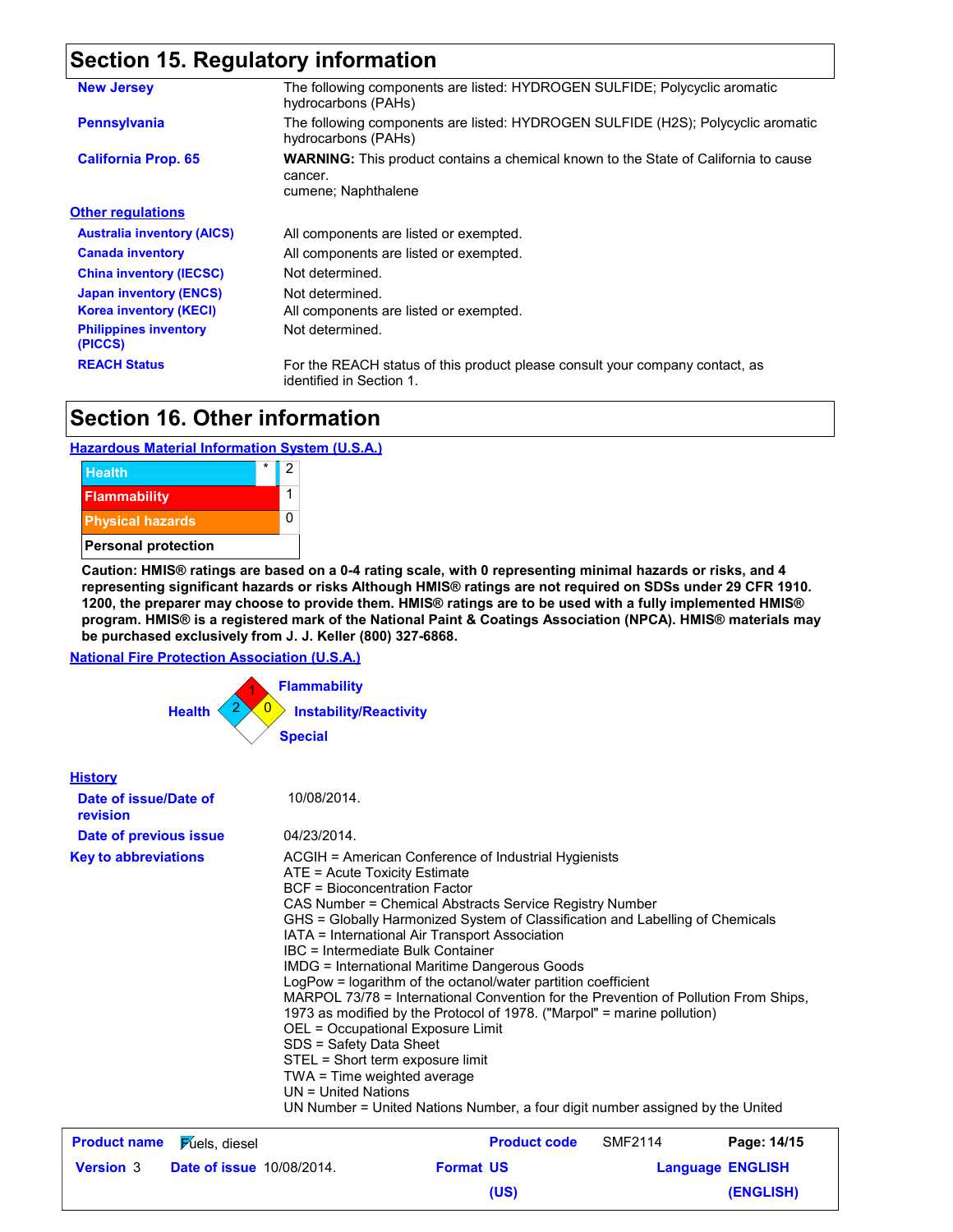## Section 15. Regulatory information

| | |
|---|---|
| **New Jersey** | The following components are listed: HYDROGEN SULFIDE; Polycyclic aromatic hydrocarbons (PAHs) |
| **Pennsylvania** | The following components are listed: HYDROGEN SULFIDE (H2S); Polycyclic aromatic hydrocarbons (PAHs) |
| **California Prop. 65** | **WARNING:** This product contains a chemical known to the State of California to cause cancer. cumene; Naphthalene |

**Other regulations**

| | |
|---|---|
| **Australia inventory (AICS)** | All components are listed or exempted. |
| **Canada inventory** | All components are listed or exempted. |
| **China inventory (IECSC)** | Not determined. |
| **Japan inventory (ENCS)** | Not determined. |
| **Korea inventory (KECI)** | All components are listed or exempted. |
| **Philippines inventory (PICCS)** | Not determined. |
| **REACH Status** | For the REACH status of this product please consult your company contact, as identified in Section 1. |

## Section 16. Other information

**Hazardous Material Information System (U.S.A.)**

| | | |
|---|---|---|
| Health | * | 2 |
| Flammability | | 1 |
| Physical hazards | | 0 |
| Personal protection | | |

**Caution: HMIS® ratings are based on a 0-4 rating scale, with 0 representing minimal hazards or risks, and 4 representing significant hazards or risks Although HMIS® ratings are not required on SDSs under 29 CFR 1910. 1200, the preparer may choose to provide them. HMIS® ratings are to be used with a fully implemented HMIS® program. HMIS® is a registered mark of the National Paint & Coatings Association (NPCA). HMIS® materials may be purchased exclusively from J. J. Keller (800) 327-6868.**

**National Fire Protection Association (U.S.A.)**

Flammability: 1
Health: 2
Instability/Reactivity: 0
Special

**History**

| | |
|---|---|
| **Date of issue/Date of revision** | 10/08/2014. |
| **Date of previous issue** | 04/23/2014. |
| **Key to abbreviations** | ACGIH = American Conference of Industrial Hygienists<br>ATE = Acute Toxicity Estimate<br>BCF = Bioconcentration Factor<br>CAS Number = Chemical Abstracts Service Registry Number<br>GHS = Globally Harmonized System of Classification and Labelling of Chemicals<br>IATA = International Air Transport Association<br>IBC = Intermediate Bulk Container<br>IMDG = International Maritime Dangerous Goods<br>LogPow = logarithm of the octanol/water partition coefficient<br>MARPOL 73/78 = International Convention for the Prevention of Pollution From Ships, 1973 as modified by the Protocol of 1978. ("Marpol" = marine pollution)<br>OEL = Occupational Exposure Limit<br>SDS = Safety Data Sheet<br>STEL = Short term exposure limit<br>TWA = Time weighted average<br>UN = United Nations<br>UN Number = United Nations Number, a four digit number assigned by the United |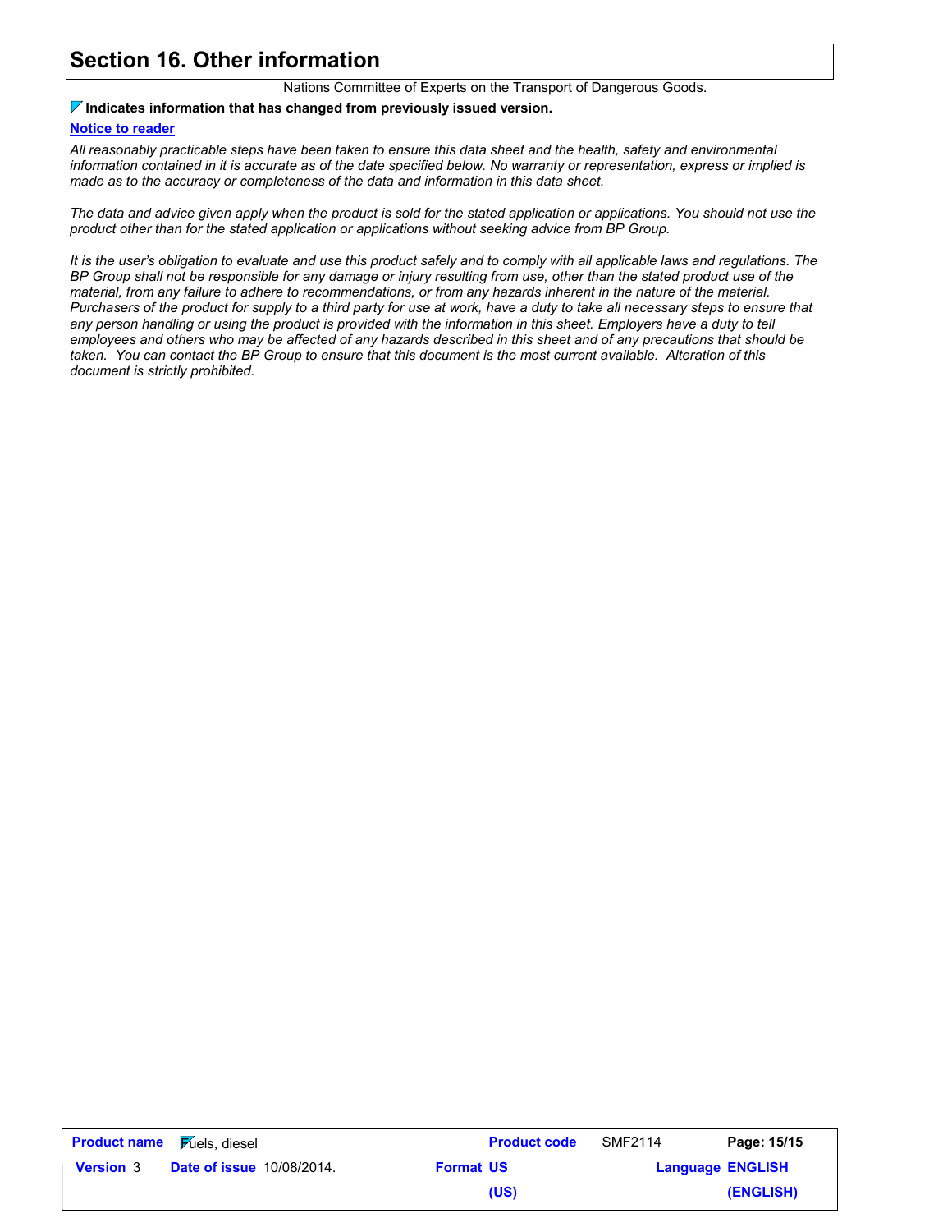## Section 16. Other information

Nations Committee of Experts on the Transport of Dangerous Goods.

**Indicates information that has changed from previously issued version.**

**Notice to reader**

*All reasonably practicable steps have been taken to ensure this data sheet and the health, safety and environmental information contained in it is accurate as of the date specified below. No warranty or representation, express or implied is made as to the accuracy or completeness of the data and information in this data sheet.*

*The data and advice given apply when the product is sold for the stated application or applications. You should not use the product other than for the stated application or applications without seeking advice from BP Group.*

*It is the user's obligation to evaluate and use this product safely and to comply with all applicable laws and regulations. The BP Group shall not be responsible for any damage or injury resulting from use, other than the stated product use of the material, from any failure to adhere to recommendations, or from any hazards inherent in the nature of the material. Purchasers of the product for supply to a third party for use at work, have a duty to take all necessary steps to ensure that any person handling or using the product is provided with the information in this sheet. Employers have a duty to tell employees and others who may be affected of any hazards described in this sheet and of any precautions that should be taken. You can contact the BP Group to ensure that this document is the most current available. Alteration of this document is strictly prohibited.*